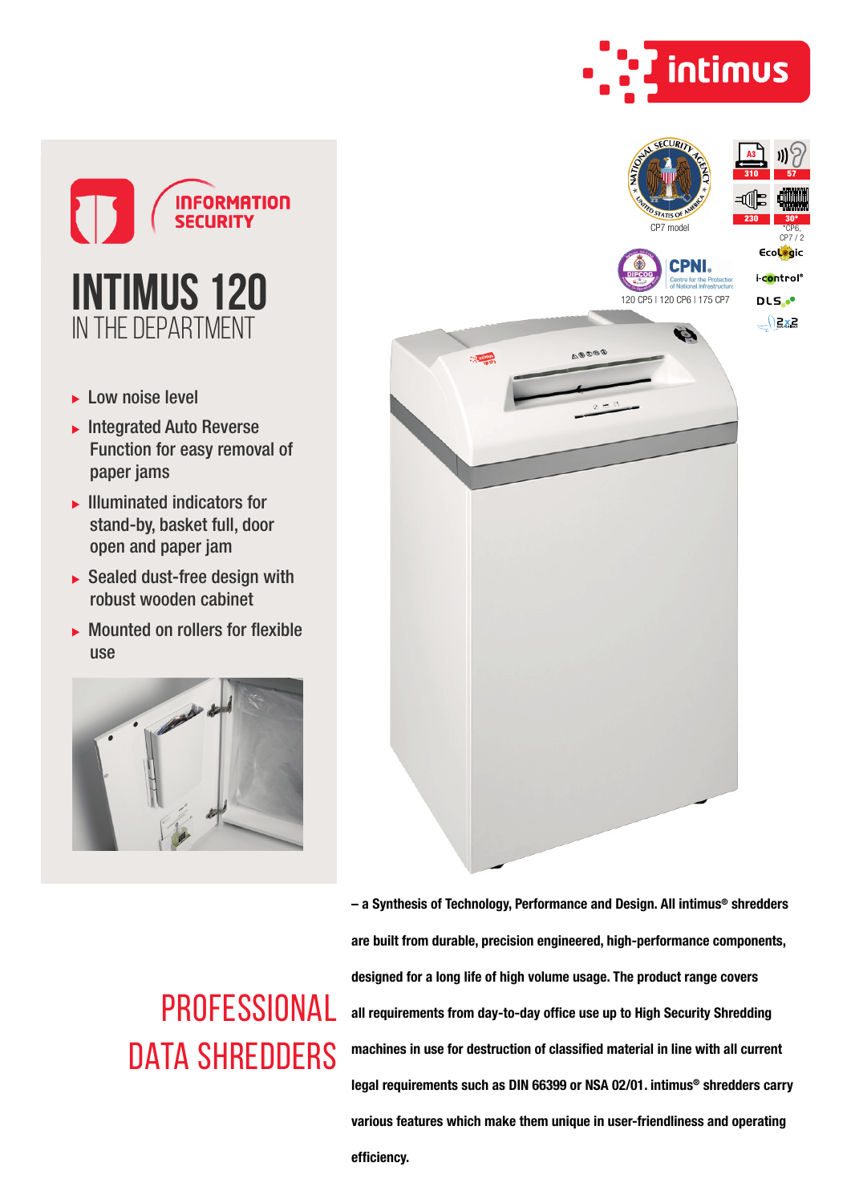intimus

INFORMATION SECURITY

# INTIMUS 120

## IN THE DEPARTMENT

- Low noise level
- Integrated Auto Reverse Function for easy removal of paper jams
- Illuminated indicators for stand-by, basket full, door open and paper jam
- Sealed dust-free design with robust wooden cabinet
- Mounted on rollers for flexible use

CP7 model

120 CP5 | 120 CP6 | 175 CP7

A3 310 | 57 | 230 | 30* *CP6, CP7 / 2

EcoLogic | i-control® | DLS | 2x2

# PROFESSIONAL DATA SHREDDERS

**– a Synthesis of Technology, Performance and Design. All intimus® shredders are built from durable, precision engineered, high-performance components, designed for a long life of high volume usage. The product range covers all requirements from day-to-day office use up to High Security Shredding machines in use for destruction of classified material in line with all current legal requirements such as DIN 66399 or NSA 02/01. intimus® shredders carry various features which make them unique in user-friendliness and operating efficiency.**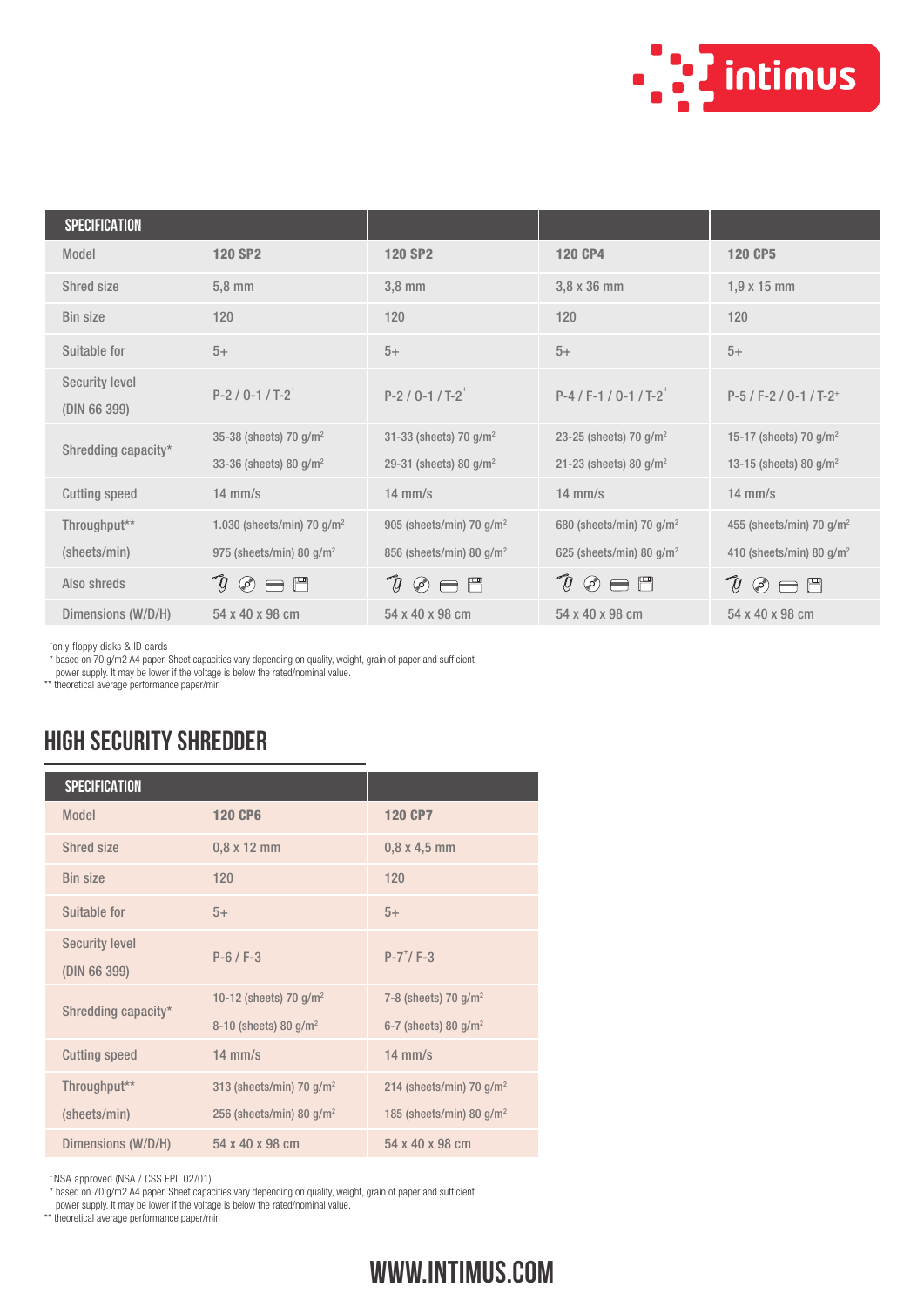| SPECIFICATION | | | | |
|---|---|---|---|---|
| Model | **120 SP2** | **120 SP2** | **120 CP4** | **120 CP5** |
| Shred size | 5,8 mm | 3,8 mm | 3,8 x 36 mm | 1,9 x 15 mm |
| Bin size | 120 | 120 | 120 | 120 |
| Suitable for | 5+ | 5+ | 5+ | 5+ |
| Security level (DIN 66 399) | P-2 / 0-1 / T-2+ | P-2 / 0-1 / T-2+ | P-4 / F-1 / 0-1 / T-2+ | P-5 / F-2 / 0-1 / T-2+ |
| Shredding capacity* | 35-38 (sheets) 70 g/m² 33-36 (sheets) 80 g/m² | 31-33 (sheets) 70 g/m² 29-31 (sheets) 80 g/m² | 23-25 (sheets) 70 g/m² 21-23 (sheets) 80 g/m² | 15-17 (sheets) 70 g/m² 13-15 (sheets) 80 g/m² |
| Cutting speed | 14 mm/s | 14 mm/s | 14 mm/s | 14 mm/s |
| Throughput** (sheets/min) | 1.030 (sheets/min) 70 g/m² 975 (sheets/min) 80 g/m² | 905 (sheets/min) 70 g/m² 856 (sheets/min) 80 g/m² | 680 (sheets/min) 70 g/m² 625 (sheets/min) 80 g/m² | 455 (sheets/min) 70 g/m² 410 (sheets/min) 80 g/m² |
| Also shreds | | | | |
| Dimensions (W/D/H) | 54 x 40 x 98 cm | 54 x 40 x 98 cm | 54 x 40 x 98 cm | 54 x 40 x 98 cm |

+only floppy disks & ID cards
\* based on 70 g/m2 A4 paper. Sheet capacities vary depending on quality, weight, grain of paper and sufficient power supply. It may be lower if the voltage is below the rated/nominal value.
** theoretical average performance paper/min

## HIGH SECURITY SHREDDER

| SPECIFICATION | | |
|---|---|---|
| Model | **120 CP6** | **120 CP7** |
| Shred size | 0,8 x 12 mm | 0,8 x 4,5 mm |
| Bin size | 120 | 120 |
| Suitable for | 5+ | 5+ |
| Security level (DIN 66 399) | P-6 / F-3 | P-7+ / F-3 |
| Shredding capacity* | 10-12 (sheets) 70 g/m² 8-10 (sheets) 80 g/m² | 7-8 (sheets) 70 g/m² 6-7 (sheets) 80 g/m² |
| Cutting speed | 14 mm/s | 14 mm/s |
| Throughput** (sheets/min) | 313 (sheets/min) 70 g/m² 256 (sheets/min) 80 g/m² | 214 (sheets/min) 70 g/m² 185 (sheets/min) 80 g/m² |
| Dimensions (W/D/H) | 54 x 40 x 98 cm | 54 x 40 x 98 cm |

+NSA approved (NSA / CSS EPL 02/01)
\* based on 70 g/m2 A4 paper. Sheet capacities vary depending on quality, weight, grain of paper and sufficient power supply. It may be lower if the voltage is below the rated/nominal value.
** theoretical average performance paper/min

**WWW.INTIMUS.COM**